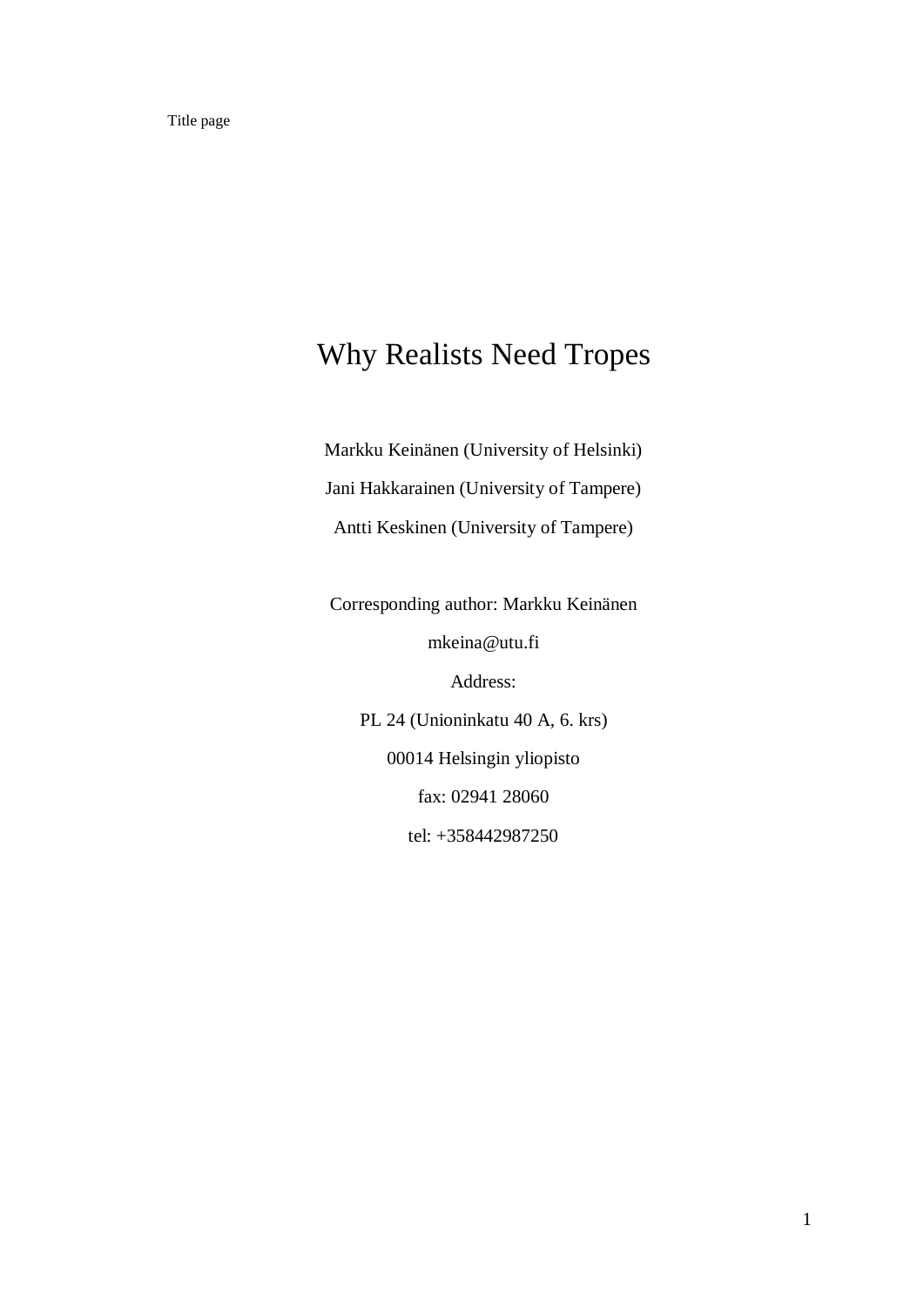Title page

# Why Realists Need Tropes

Markku Keinänen (University of Helsinki)

Jani Hakkarainen (University of Tampere)

Antti Keskinen (University of Tampere)

Corresponding author: Markku Keinänen

mkeina@utu.fi

Address:

PL 24 (Unioninkatu 40 A, 6. krs)

00014 Helsingin yliopisto

fax: 02941 28060

tel: +358442987250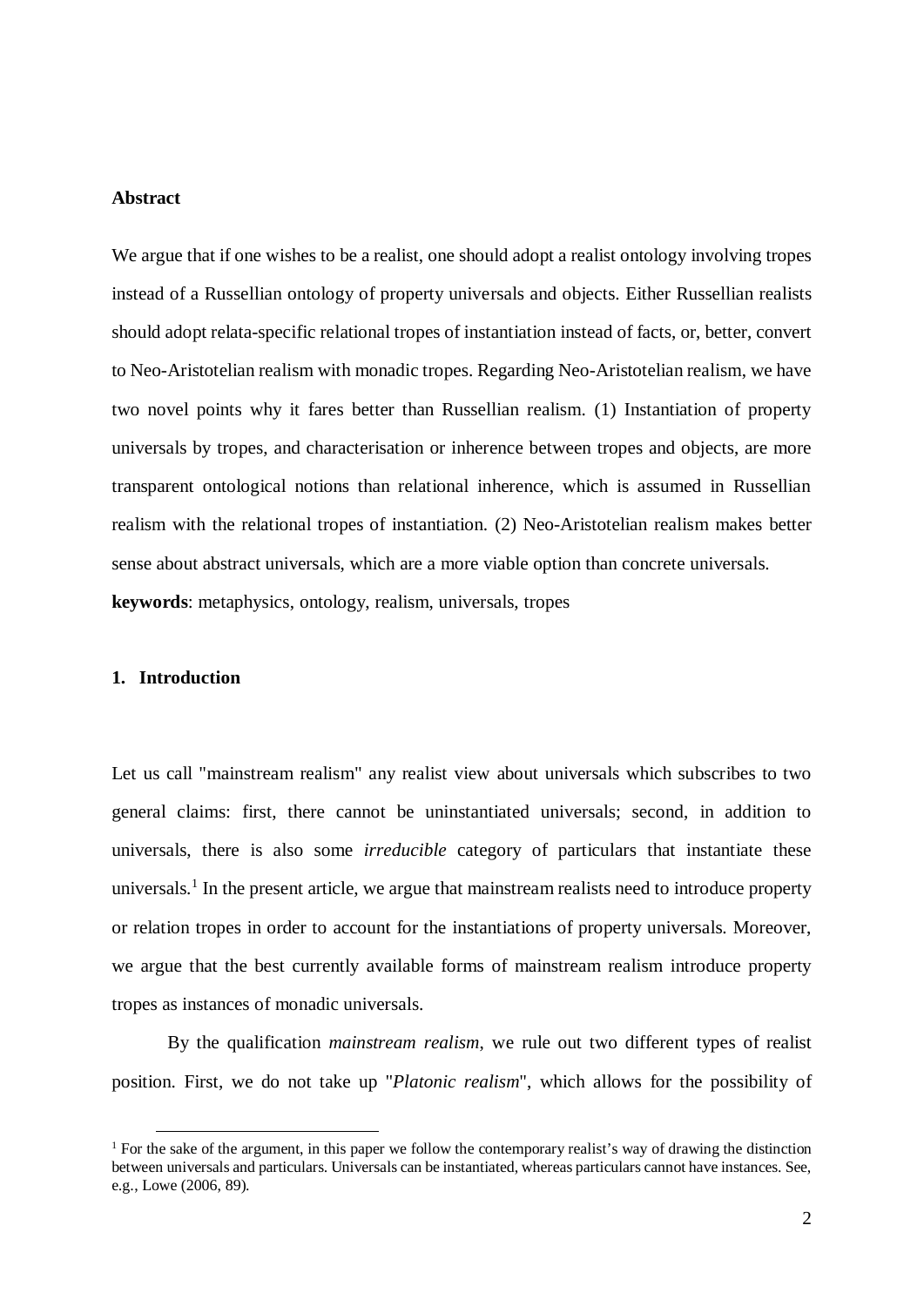**Abstract**

We argue that if one wishes to be a realist, one should adopt a realist ontology involving tropes instead of a Russellian ontology of property universals and objects. Either Russellian realists should adopt relata-specific relational tropes of instantiation instead of facts, or, better, convert to Neo-Aristotelian realism with monadic tropes. Regarding Neo-Aristotelian realism, we have two novel points why it fares better than Russellian realism. (1) Instantiation of property universals by tropes, and characterisation or inherence between tropes and objects, are more transparent ontological notions than relational inherence, which is assumed in Russellian realism with the relational tropes of instantiation. (2) Neo-Aristotelian realism makes better sense about abstract universals, which are a more viable option than concrete universals.

**keywords**: metaphysics, ontology, realism, universals, tropes

## 1. Introduction

Let us call "mainstream realism" any realist view about universals which subscribes to two general claims: first, there cannot be uninstantiated universals; second, in addition to universals, there is also some *irreducible* category of particulars that instantiate these universals.[1] In the present article, we argue that mainstream realists need to introduce property or relation tropes in order to account for the instantiations of property universals. Moreover, we argue that the best currently available forms of mainstream realism introduce property tropes as instances of monadic universals.

By the qualification *mainstream realism*, we rule out two different types of realist position. First, we do not take up "*Platonic realism*", which allows for the possibility of

[1] For the sake of the argument, in this paper we follow the contemporary realist's way of drawing the distinction between universals and particulars. Universals can be instantiated, whereas particulars cannot have instances. See, e.g., Lowe (2006, 89).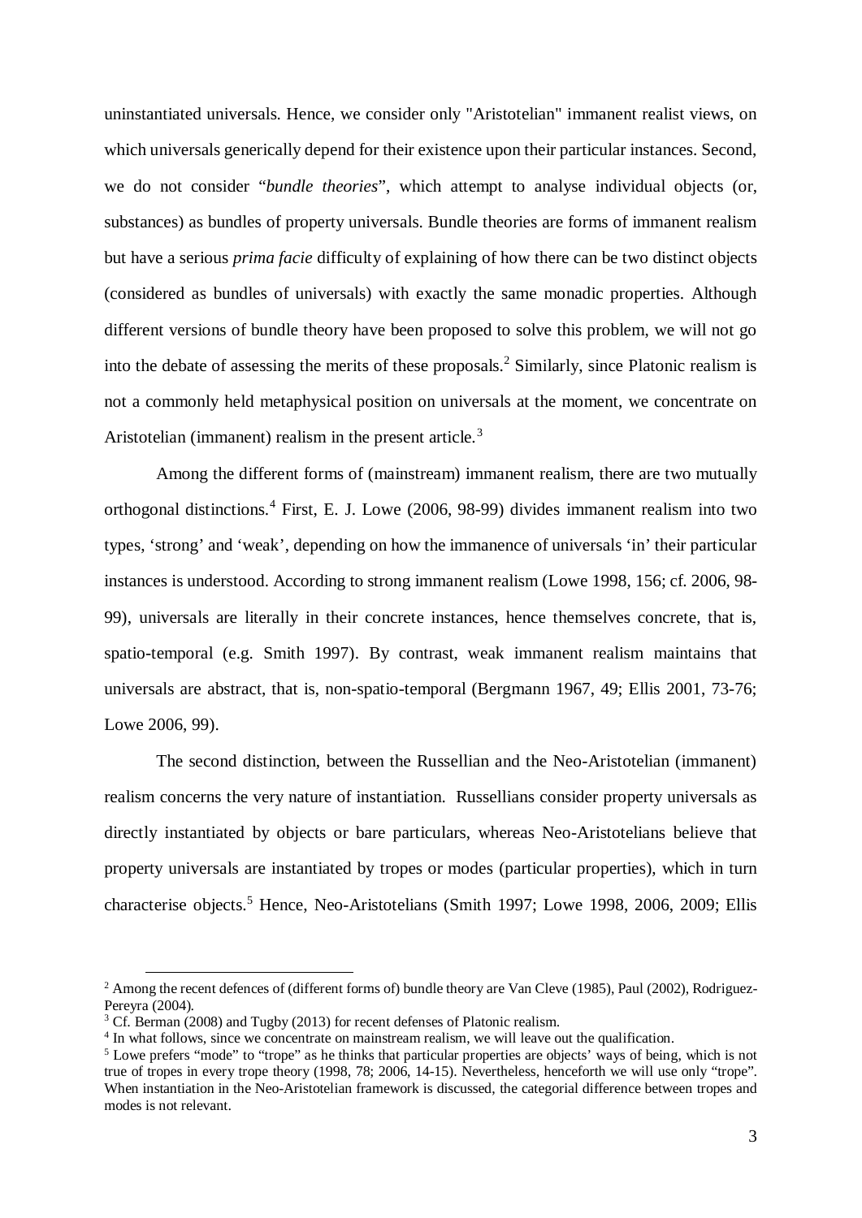uninstantiated universals. Hence, we consider only "Aristotelian" immanent realist views, on which universals generically depend for their existence upon their particular instances. Second, we do not consider "*bundle theories*", which attempt to analyse individual objects (or, substances) as bundles of property universals. Bundle theories are forms of immanent realism but have a serious *prima facie* difficulty of explaining of how there can be two distinct objects (considered as bundles of universals) with exactly the same monadic properties. Although different versions of bundle theory have been proposed to solve this problem, we will not go into the debate of assessing the merits of these proposals.[2] Similarly, since Platonic realism is not a commonly held metaphysical position on universals at the moment, we concentrate on Aristotelian (immanent) realism in the present article.[3]

Among the different forms of (mainstream) immanent realism, there are two mutually orthogonal distinctions.[4] First, E. J. Lowe (2006, 98-99) divides immanent realism into two types, 'strong' and 'weak', depending on how the immanence of universals 'in' their particular instances is understood. According to strong immanent realism (Lowe 1998, 156; cf. 2006, 98-99), universals are literally in their concrete instances, hence themselves concrete, that is, spatio-temporal (e.g. Smith 1997). By contrast, weak immanent realism maintains that universals are abstract, that is, non-spatio-temporal (Bergmann 1967, 49; Ellis 2001, 73-76; Lowe 2006, 99).

The second distinction, between the Russellian and the Neo-Aristotelian (immanent) realism concerns the very nature of instantiation. Russellians consider property universals as directly instantiated by objects or bare particulars, whereas Neo-Aristotelians believe that property universals are instantiated by tropes or modes (particular properties), which in turn characterise objects.[5] Hence, Neo-Aristotelians (Smith 1997; Lowe 1998, 2006, 2009; Ellis

---

[2] Among the recent defences of (different forms of) bundle theory are Van Cleve (1985), Paul (2002), Rodriguez-Pereyra (2004).

[3] Cf. Berman (2008) and Tugby (2013) for recent defenses of Platonic realism.

[4] In what follows, since we concentrate on mainstream realism, we will leave out the qualification.

[5] Lowe prefers "mode" to "trope" as he thinks that particular properties are objects' ways of being, which is not true of tropes in every trope theory (1998, 78; 2006, 14-15). Nevertheless, henceforth we will use only "trope". When instantiation in the Neo-Aristotelian framework is discussed, the categorial difference between tropes and modes is not relevant.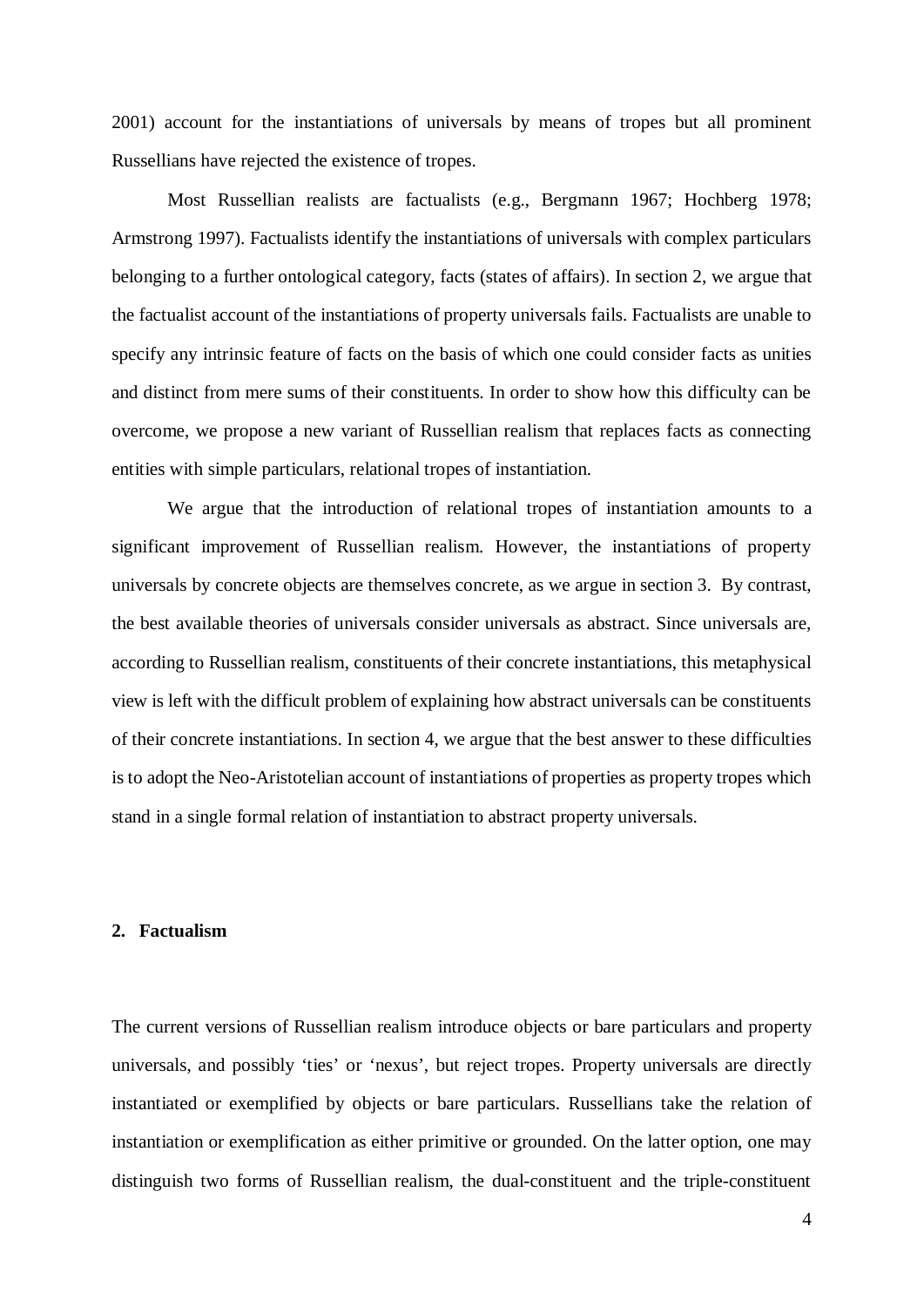2001) account for the instantiations of universals by means of tropes but all prominent Russellians have rejected the existence of tropes.

Most Russellian realists are factualists (e.g., Bergmann 1967; Hochberg 1978; Armstrong 1997). Factualists identify the instantiations of universals with complex particulars belonging to a further ontological category, facts (states of affairs). In section 2, we argue that the factualist account of the instantiations of property universals fails. Factualists are unable to specify any intrinsic feature of facts on the basis of which one could consider facts as unities and distinct from mere sums of their constituents. In order to show how this difficulty can be overcome, we propose a new variant of Russellian realism that replaces facts as connecting entities with simple particulars, relational tropes of instantiation.

We argue that the introduction of relational tropes of instantiation amounts to a significant improvement of Russellian realism. However, the instantiations of property universals by concrete objects are themselves concrete, as we argue in section 3. By contrast, the best available theories of universals consider universals as abstract. Since universals are, according to Russellian realism, constituents of their concrete instantiations, this metaphysical view is left with the difficult problem of explaining how abstract universals can be constituents of their concrete instantiations. In section 4, we argue that the best answer to these difficulties is to adopt the Neo-Aristotelian account of instantiations of properties as property tropes which stand in a single formal relation of instantiation to abstract property universals.

## 2. Factualism

The current versions of Russellian realism introduce objects or bare particulars and property universals, and possibly 'ties' or 'nexus', but reject tropes. Property universals are directly instantiated or exemplified by objects or bare particulars. Russellians take the relation of instantiation or exemplification as either primitive or grounded. On the latter option, one may distinguish two forms of Russellian realism, the dual-constituent and the triple-constituent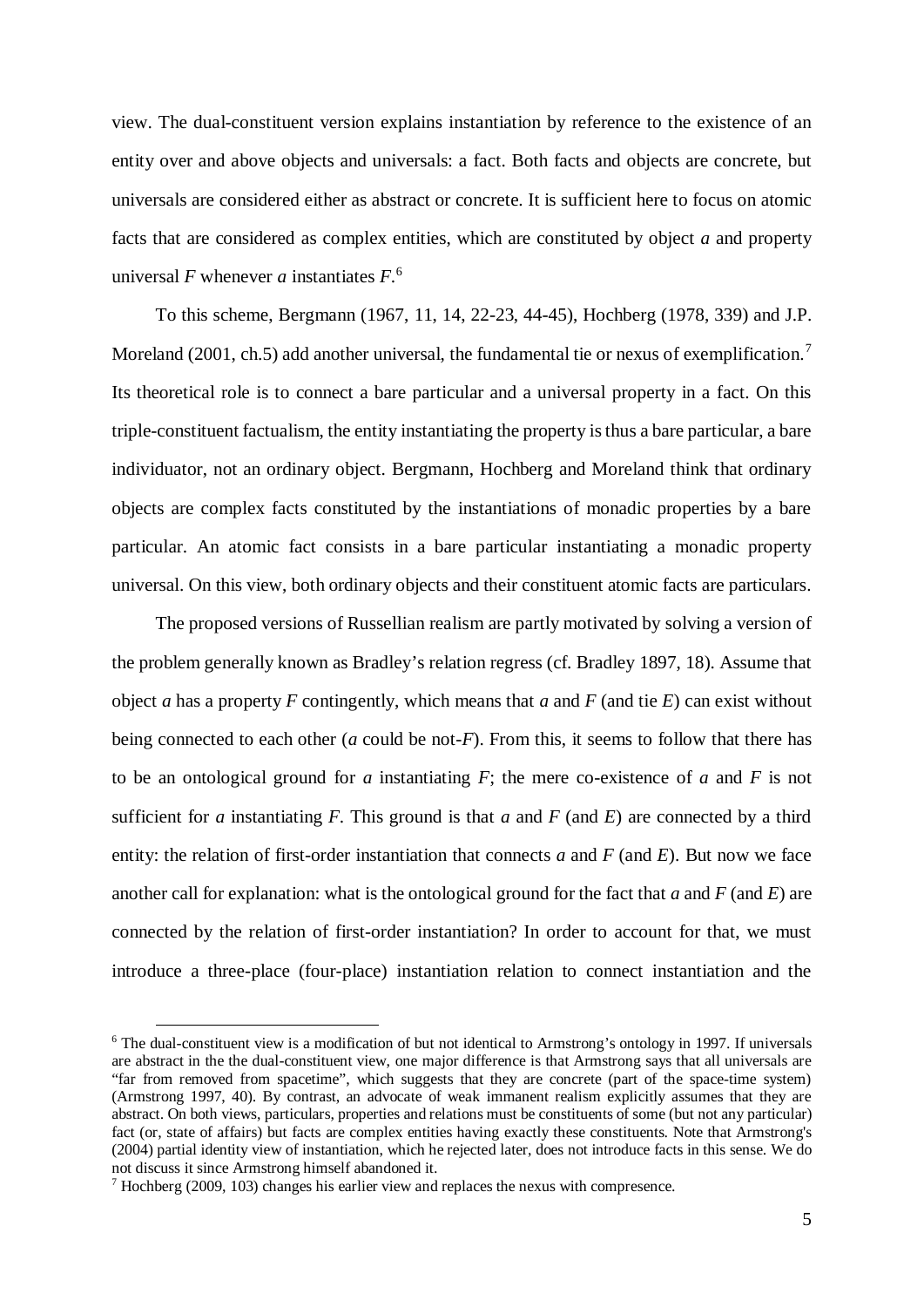view. The dual-constituent version explains instantiation by reference to the existence of an entity over and above objects and universals: a fact. Both facts and objects are concrete, but universals are considered either as abstract or concrete. It is sufficient here to focus on atomic facts that are considered as complex entities, which are constituted by object *a* and property universal *F* whenever *a* instantiates *F*.[6]

To this scheme, Bergmann (1967, 11, 14, 22-23, 44-45), Hochberg (1978, 339) and J.P. Moreland (2001, ch.5) add another universal, the fundamental tie or nexus of exemplification.[7] Its theoretical role is to connect a bare particular and a universal property in a fact. On this triple-constituent factualism, the entity instantiating the property is thus a bare particular, a bare individuator, not an ordinary object. Bergmann, Hochberg and Moreland think that ordinary objects are complex facts constituted by the instantiations of monadic properties by a bare particular. An atomic fact consists in a bare particular instantiating a monadic property universal. On this view, both ordinary objects and their constituent atomic facts are particulars.

The proposed versions of Russellian realism are partly motivated by solving a version of the problem generally known as Bradley's relation regress (cf. Bradley 1897, 18). Assume that object *a* has a property *F* contingently, which means that *a* and *F* (and tie *E*) can exist without being connected to each other (*a* could be not-*F*). From this, it seems to follow that there has to be an ontological ground for *a* instantiating *F*; the mere co-existence of *a* and *F* is not sufficient for *a* instantiating *F*. This ground is that *a* and *F* (and *E*) are connected by a third entity: the relation of first-order instantiation that connects *a* and *F* (and *E*). But now we face another call for explanation: what is the ontological ground for the fact that *a* and *F* (and *E*) are connected by the relation of first-order instantiation? In order to account for that, we must introduce a three-place (four-place) instantiation relation to connect instantiation and the

[6] The dual-constituent view is a modification of but not identical to Armstrong's ontology in 1997. If universals are abstract in the the dual-constituent view, one major difference is that Armstrong says that all universals are "far from removed from spacetime", which suggests that they are concrete (part of the space-time system) (Armstrong 1997, 40). By contrast, an advocate of weak immanent realism explicitly assumes that they are abstract. On both views, particulars, properties and relations must be constituents of some (but not any particular) fact (or, state of affairs) but facts are complex entities having exactly these constituents. Note that Armstrong's (2004) partial identity view of instantiation, which he rejected later, does not introduce facts in this sense. We do not discuss it since Armstrong himself abandoned it.

[7] Hochberg (2009, 103) changes his earlier view and replaces the nexus with compresence.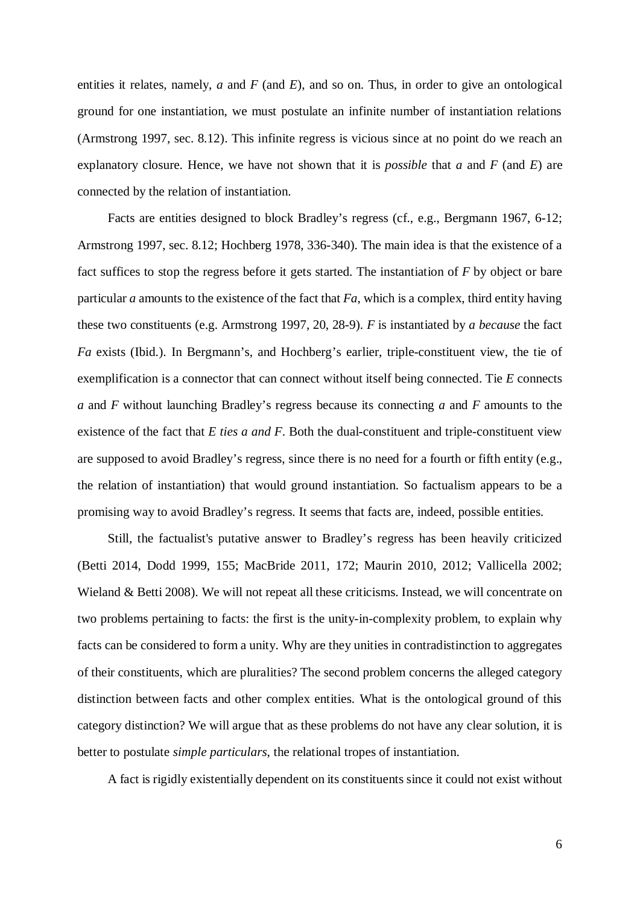entities it relates, namely, *a* and *F* (and *E*), and so on. Thus, in order to give an ontological ground for one instantiation, we must postulate an infinite number of instantiation relations (Armstrong 1997, sec. 8.12). This infinite regress is vicious since at no point do we reach an explanatory closure. Hence, we have not shown that it is *possible* that *a* and *F* (and *E*) are connected by the relation of instantiation.

Facts are entities designed to block Bradley's regress (cf., e.g., Bergmann 1967, 6-12; Armstrong 1997, sec. 8.12; Hochberg 1978, 336-340). The main idea is that the existence of a fact suffices to stop the regress before it gets started. The instantiation of *F* by object or bare particular *a* amounts to the existence of the fact that *Fa*, which is a complex, third entity having these two constituents (e.g. Armstrong 1997, 20, 28-9). *F* is instantiated by *a because* the fact *Fa* exists (Ibid.). In Bergmann's, and Hochberg's earlier, triple-constituent view, the tie of exemplification is a connector that can connect without itself being connected. Tie *E* connects *a* and *F* without launching Bradley's regress because its connecting *a* and *F* amounts to the existence of the fact that *E ties a and F*. Both the dual-constituent and triple-constituent view are supposed to avoid Bradley's regress, since there is no need for a fourth or fifth entity (e.g., the relation of instantiation) that would ground instantiation. So factualism appears to be a promising way to avoid Bradley's regress. It seems that facts are, indeed, possible entities.

Still, the factualist's putative answer to Bradley's regress has been heavily criticized (Betti 2014, Dodd 1999, 155; MacBride 2011, 172; Maurin 2010, 2012; Vallicella 2002; Wieland & Betti 2008). We will not repeat all these criticisms. Instead, we will concentrate on two problems pertaining to facts: the first is the unity-in-complexity problem, to explain why facts can be considered to form a unity. Why are they unities in contradistinction to aggregates of their constituents, which are pluralities? The second problem concerns the alleged category distinction between facts and other complex entities. What is the ontological ground of this category distinction? We will argue that as these problems do not have any clear solution, it is better to postulate *simple particulars*, the relational tropes of instantiation.

A fact is rigidly existentially dependent on its constituents since it could not exist without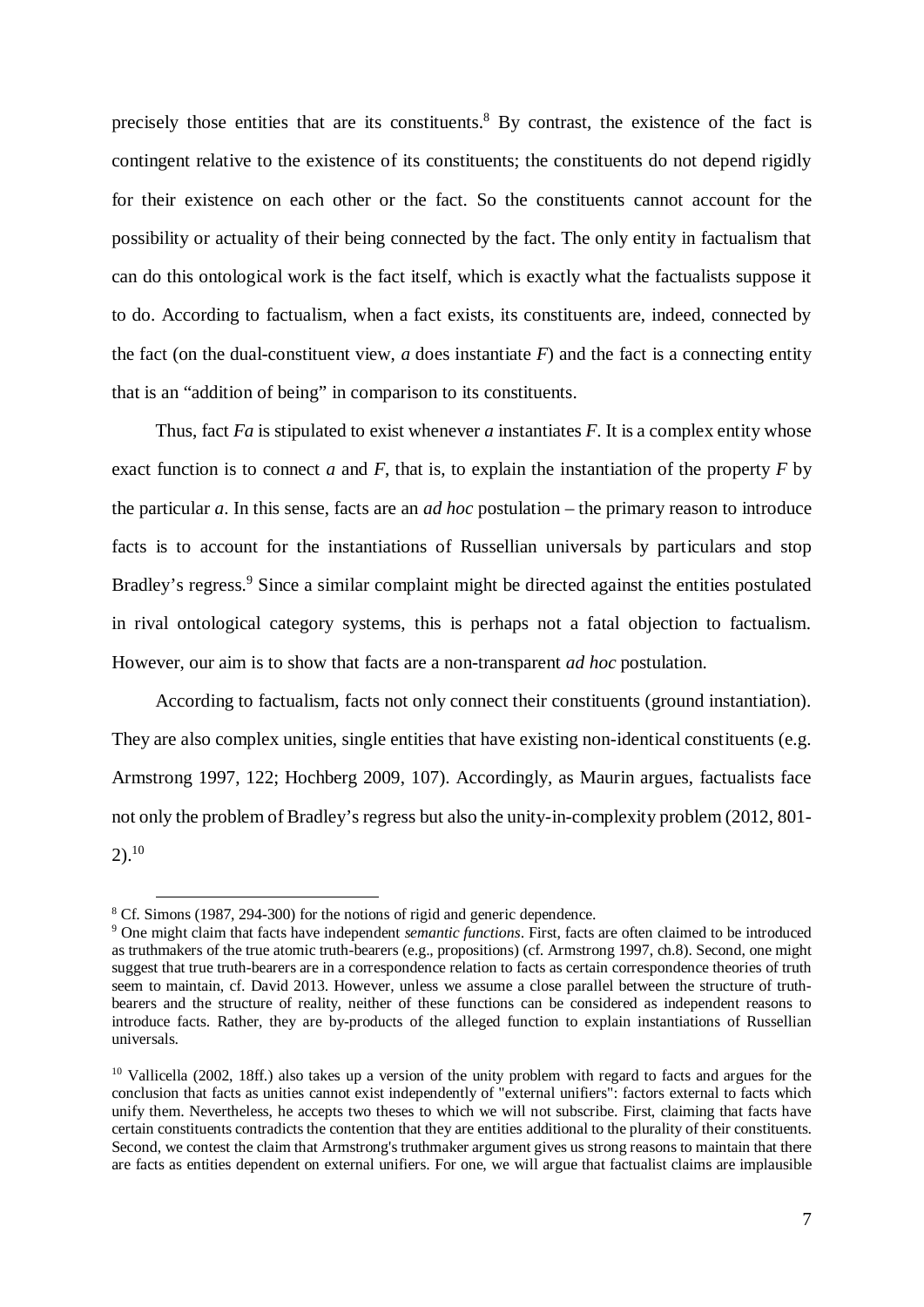precisely those entities that are its constituents.[8] By contrast, the existence of the fact is contingent relative to the existence of its constituents; the constituents do not depend rigidly for their existence on each other or the fact. So the constituents cannot account for the possibility or actuality of their being connected by the fact. The only entity in factualism that can do this ontological work is the fact itself, which is exactly what the factualists suppose it to do. According to factualism, when a fact exists, its constituents are, indeed, connected by the fact (on the dual-constituent view, *a* does instantiate *F*) and the fact is a connecting entity that is an "addition of being" in comparison to its constituents.

Thus, fact *Fa* is stipulated to exist whenever *a* instantiates *F*. It is a complex entity whose exact function is to connect *a* and *F*, that is, to explain the instantiation of the property *F* by the particular *a*. In this sense, facts are an *ad hoc* postulation – the primary reason to introduce facts is to account for the instantiations of Russellian universals by particulars and stop Bradley's regress.[9] Since a similar complaint might be directed against the entities postulated in rival ontological category systems, this is perhaps not a fatal objection to factualism. However, our aim is to show that facts are a non-transparent *ad hoc* postulation.

According to factualism, facts not only connect their constituents (ground instantiation). They are also complex unities, single entities that have existing non-identical constituents (e.g. Armstrong 1997, 122; Hochberg 2009, 107). Accordingly, as Maurin argues, factualists face not only the problem of Bradley's regress but also the unity-in-complexity problem (2012, 801-2).[10]

[8] Cf. Simons (1987, 294-300) for the notions of rigid and generic dependence.

[9] One might claim that facts have independent *semantic functions*. First, facts are often claimed to be introduced as truthmakers of the true atomic truth-bearers (e.g., propositions) (cf. Armstrong 1997, ch.8). Second, one might suggest that true truth-bearers are in a correspondence relation to facts as certain correspondence theories of truth seem to maintain, cf. David 2013. However, unless we assume a close parallel between the structure of truth-bearers and the structure of reality, neither of these functions can be considered as independent reasons to introduce facts. Rather, they are by-products of the alleged function to explain instantiations of Russellian universals.

[10] Vallicella (2002, 18ff.) also takes up a version of the unity problem with regard to facts and argues for the conclusion that facts as unities cannot exist independently of "external unifiers": factors external to facts which unify them. Nevertheless, he accepts two theses to which we will not subscribe. First, claiming that facts have certain constituents contradicts the contention that they are entities additional to the plurality of their constituents. Second, we contest the claim that Armstrong's truthmaker argument gives us strong reasons to maintain that there are facts as entities dependent on external unifiers. For one, we will argue that factualist claims are implausible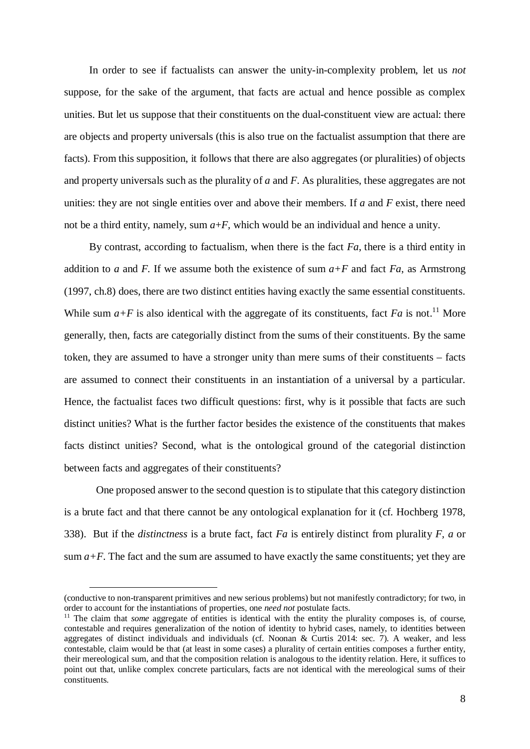In order to see if factualists can answer the unity-in-complexity problem, let us *not* suppose, for the sake of the argument, that facts are actual and hence possible as complex unities. But let us suppose that their constituents on the dual-constituent view are actual: there are objects and property universals (this is also true on the factualist assumption that there are facts). From this supposition, it follows that there are also aggregates (or pluralities) of objects and property universals such as the plurality of *a* and *F*. As pluralities, these aggregates are not unities: they are not single entities over and above their members. If *a* and *F* exist, there need not be a third entity, namely, sum *a+F*, which would be an individual and hence a unity.

By contrast, according to factualism, when there is the fact *Fa*, there is a third entity in addition to *a* and *F*. If we assume both the existence of sum *a+F* and fact *Fa*, as Armstrong (1997, ch.8) does, there are two distinct entities having exactly the same essential constituents. While sum *a+F* is also identical with the aggregate of its constituents, fact *Fa* is not.[11] More generally, then, facts are categorially distinct from the sums of their constituents. By the same token, they are assumed to have a stronger unity than mere sums of their constituents – facts are assumed to connect their constituents in an instantiation of a universal by a particular. Hence, the factualist faces two difficult questions: first, why is it possible that facts are such distinct unities? What is the further factor besides the existence of the constituents that makes facts distinct unities? Second, what is the ontological ground of the categorial distinction between facts and aggregates of their constituents?

One proposed answer to the second question is to stipulate that this category distinction is a brute fact and that there cannot be any ontological explanation for it (cf. Hochberg 1978, 338). But if the *distinctness* is a brute fact, fact *Fa* is entirely distinct from plurality *F*, *a* or sum *a+F*. The fact and the sum are assumed to have exactly the same constituents; yet they are

(conductive to non-transparent primitives and new serious problems) but not manifestly contradictory; for two, in order to account for the instantiations of properties, one *need not* postulate facts.

[11] The claim that *some* aggregate of entities is identical with the entity the plurality composes is, of course, contestable and requires generalization of the notion of identity to hybrid cases, namely, to identities between aggregates of distinct individuals and individuals (cf. Noonan & Curtis 2014: sec. 7). A weaker, and less contestable, claim would be that (at least in some cases) a plurality of certain entities composes a further entity, their mereological sum, and that the composition relation is analogous to the identity relation. Here, it suffices to point out that, unlike complex concrete particulars, facts are not identical with the mereological sums of their constituents.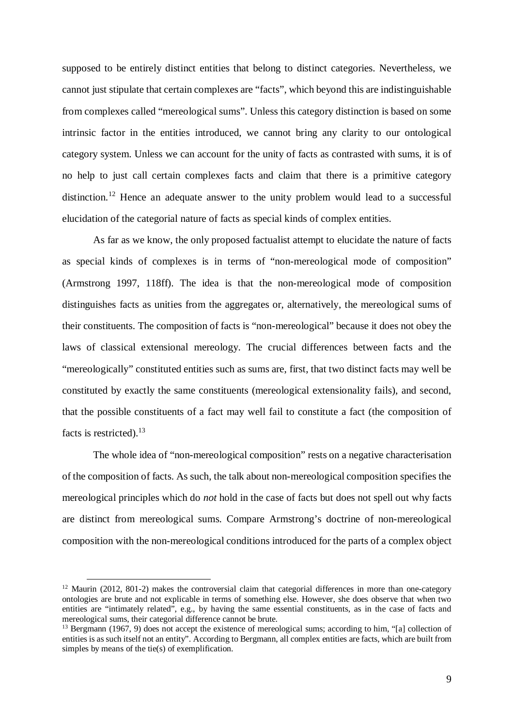supposed to be entirely distinct entities that belong to distinct categories. Nevertheless, we cannot just stipulate that certain complexes are "facts", which beyond this are indistinguishable from complexes called "mereological sums". Unless this category distinction is based on some intrinsic factor in the entities introduced, we cannot bring any clarity to our ontological category system. Unless we can account for the unity of facts as contrasted with sums, it is of no help to just call certain complexes facts and claim that there is a primitive category distinction.[12] Hence an adequate answer to the unity problem would lead to a successful elucidation of the categorial nature of facts as special kinds of complex entities.

As far as we know, the only proposed factualist attempt to elucidate the nature of facts as special kinds of complexes is in terms of "non-mereological mode of composition" (Armstrong 1997, 118ff). The idea is that the non-mereological mode of composition distinguishes facts as unities from the aggregates or, alternatively, the mereological sums of their constituents. The composition of facts is "non-mereological" because it does not obey the laws of classical extensional mereology. The crucial differences between facts and the "mereologically" constituted entities such as sums are, first, that two distinct facts may well be constituted by exactly the same constituents (mereological extensionality fails), and second, that the possible constituents of a fact may well fail to constitute a fact (the composition of facts is restricted).[13]

The whole idea of "non-mereological composition" rests on a negative characterisation of the composition of facts. As such, the talk about non-mereological composition specifies the mereological principles which do *not* hold in the case of facts but does not spell out why facts are distinct from mereological sums. Compare Armstrong's doctrine of non-mereological composition with the non-mereological conditions introduced for the parts of a complex object

---

[12] Maurin (2012, 801-2) makes the controversial claim that categorial differences in more than one-category ontologies are brute and not explicable in terms of something else. However, she does observe that when two entities are "intimately related", e.g., by having the same essential constituents, as in the case of facts and mereological sums, their categorial difference cannot be brute.

[13] Bergmann (1967, 9) does not accept the existence of mereological sums; according to him, "[a] collection of entities is as such itself not an entity". According to Bergmann, all complex entities are facts, which are built from simples by means of the tie(s) of exemplification.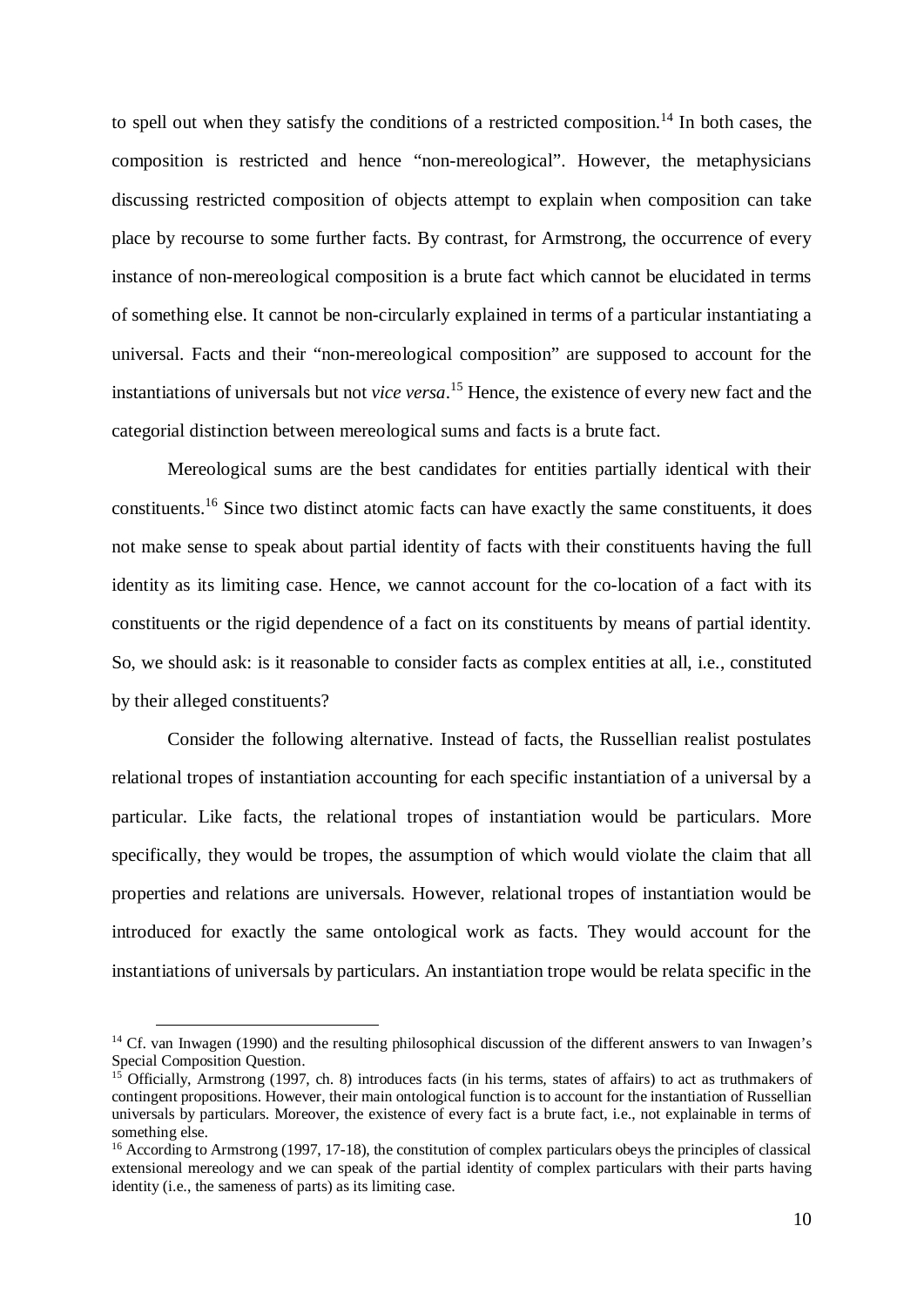to spell out when they satisfy the conditions of a restricted composition.[14] In both cases, the composition is restricted and hence "non-mereological". However, the metaphysicians discussing restricted composition of objects attempt to explain when composition can take place by recourse to some further facts. By contrast, for Armstrong, the occurrence of every instance of non-mereological composition is a brute fact which cannot be elucidated in terms of something else. It cannot be non-circularly explained in terms of a particular instantiating a universal. Facts and their "non-mereological composition" are supposed to account for the instantiations of universals but not *vice versa*.[15] Hence, the existence of every new fact and the categorial distinction between mereological sums and facts is a brute fact.

Mereological sums are the best candidates for entities partially identical with their constituents.[16] Since two distinct atomic facts can have exactly the same constituents, it does not make sense to speak about partial identity of facts with their constituents having the full identity as its limiting case. Hence, we cannot account for the co-location of a fact with its constituents or the rigid dependence of a fact on its constituents by means of partial identity. So, we should ask: is it reasonable to consider facts as complex entities at all, i.e., constituted by their alleged constituents?

Consider the following alternative. Instead of facts, the Russellian realist postulates relational tropes of instantiation accounting for each specific instantiation of a universal by a particular. Like facts, the relational tropes of instantiation would be particulars. More specifically, they would be tropes, the assumption of which would violate the claim that all properties and relations are universals. However, relational tropes of instantiation would be introduced for exactly the same ontological work as facts. They would account for the instantiations of universals by particulars. An instantiation trope would be relata specific in the

---

[14] Cf. van Inwagen (1990) and the resulting philosophical discussion of the different answers to van Inwagen's Special Composition Question.

[15] Officially, Armstrong (1997, ch. 8) introduces facts (in his terms, states of affairs) to act as truthmakers of contingent propositions. However, their main ontological function is to account for the instantiation of Russellian universals by particulars. Moreover, the existence of every fact is a brute fact, i.e., not explainable in terms of something else.

[16] According to Armstrong (1997, 17-18), the constitution of complex particulars obeys the principles of classical extensional mereology and we can speak of the partial identity of complex particulars with their parts having identity (i.e., the sameness of parts) as its limiting case.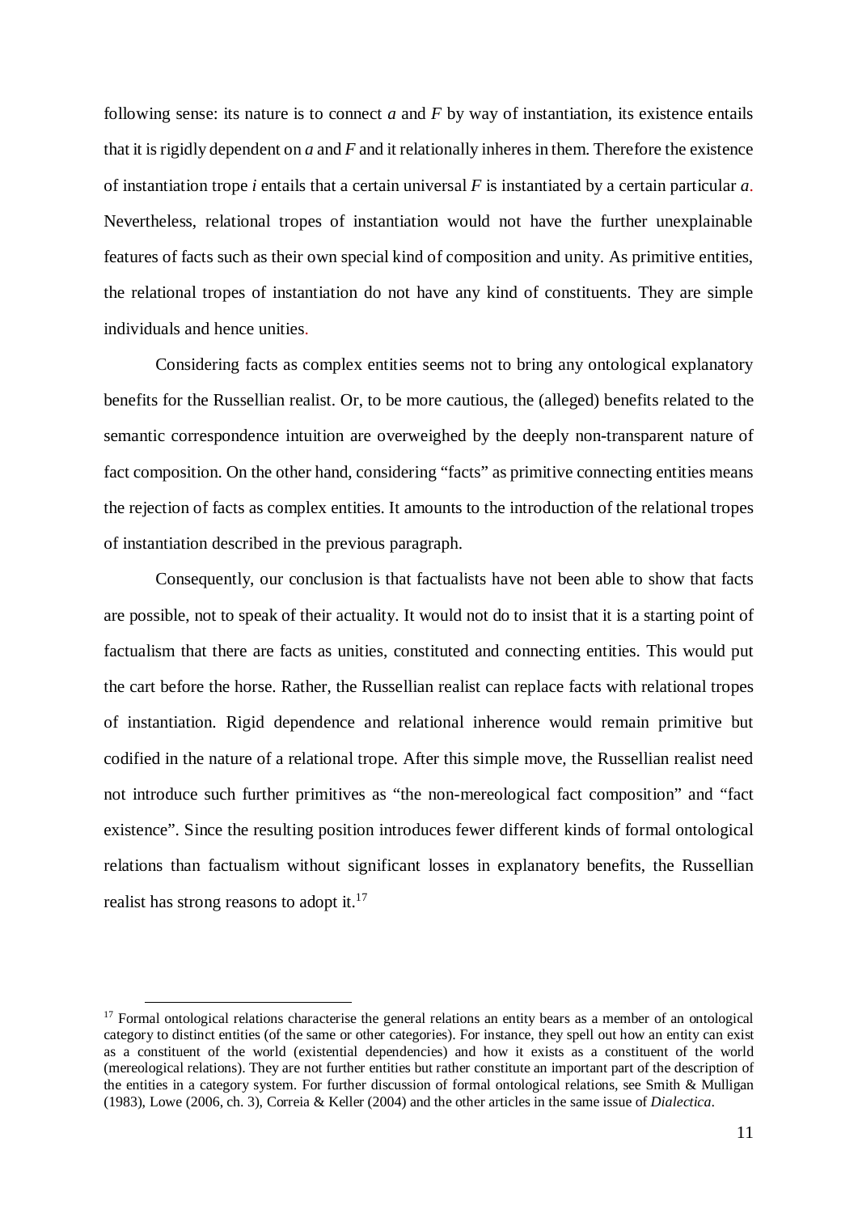following sense: its nature is to connect *a* and *F* by way of instantiation, its existence entails that it is rigidly dependent on *a* and *F* and it relationally inheres in them. Therefore the existence of instantiation trope *i* entails that a certain universal *F* is instantiated by a certain particular *a*. Nevertheless, relational tropes of instantiation would not have the further unexplainable features of facts such as their own special kind of composition and unity. As primitive entities, the relational tropes of instantiation do not have any kind of constituents. They are simple individuals and hence unities.

Considering facts as complex entities seems not to bring any ontological explanatory benefits for the Russellian realist. Or, to be more cautious, the (alleged) benefits related to the semantic correspondence intuition are overweighed by the deeply non-transparent nature of fact composition. On the other hand, considering "facts" as primitive connecting entities means the rejection of facts as complex entities. It amounts to the introduction of the relational tropes of instantiation described in the previous paragraph.

Consequently, our conclusion is that factualists have not been able to show that facts are possible, not to speak of their actuality. It would not do to insist that it is a starting point of factualism that there are facts as unities, constituted and connecting entities. This would put the cart before the horse. Rather, the Russellian realist can replace facts with relational tropes of instantiation. Rigid dependence and relational inherence would remain primitive but codified in the nature of a relational trope. After this simple move, the Russellian realist need not introduce such further primitives as "the non-mereological fact composition" and "fact existence". Since the resulting position introduces fewer different kinds of formal ontological relations than factualism without significant losses in explanatory benefits, the Russellian realist has strong reasons to adopt it.[17]

[17] Formal ontological relations characterise the general relations an entity bears as a member of an ontological category to distinct entities (of the same or other categories). For instance, they spell out how an entity can exist as a constituent of the world (existential dependencies) and how it exists as a constituent of the world (mereological relations). They are not further entities but rather constitute an important part of the description of the entities in a category system. For further discussion of formal ontological relations, see Smith & Mulligan (1983), Lowe (2006, ch. 3), Correia & Keller (2004) and the other articles in the same issue of *Dialectica*.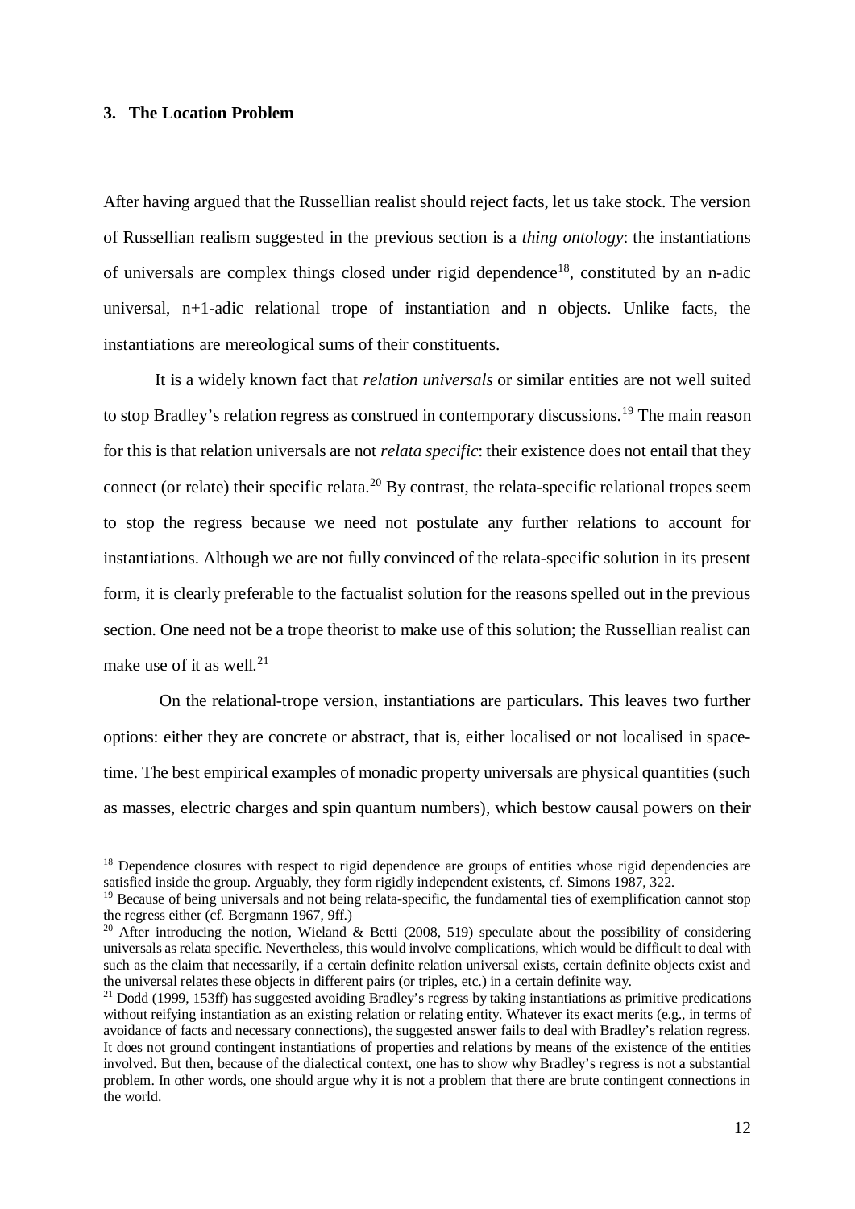## 3. The Location Problem

After having argued that the Russellian realist should reject facts, let us take stock. The version of Russellian realism suggested in the previous section is a *thing ontology*: the instantiations of universals are complex things closed under rigid dependence[18], constituted by an n-adic universal, n+1-adic relational trope of instantiation and n objects. Unlike facts, the instantiations are mereological sums of their constituents.

It is a widely known fact that *relation universals* or similar entities are not well suited to stop Bradley's relation regress as construed in contemporary discussions.[19] The main reason for this is that relation universals are not *relata specific*: their existence does not entail that they connect (or relate) their specific relata.[20] By contrast, the relata-specific relational tropes seem to stop the regress because we need not postulate any further relations to account for instantiations. Although we are not fully convinced of the relata-specific solution in its present form, it is clearly preferable to the factualist solution for the reasons spelled out in the previous section. One need not be a trope theorist to make use of this solution; the Russellian realist can make use of it as well.[21]

On the relational-trope version, instantiations are particulars. This leaves two further options: either they are concrete or abstract, that is, either localised or not localised in space-time. The best empirical examples of monadic property universals are physical quantities (such as masses, electric charges and spin quantum numbers), which bestow causal powers on their

---

[18] Dependence closures with respect to rigid dependence are groups of entities whose rigid dependencies are satisfied inside the group. Arguably, they form rigidly independent existents, cf. Simons 1987, 322.

[19] Because of being universals and not being relata-specific, the fundamental ties of exemplification cannot stop the regress either (cf. Bergmann 1967, 9ff.)

[20] After introducing the notion, Wieland & Betti (2008, 519) speculate about the possibility of considering universals as relata specific. Nevertheless, this would involve complications, which would be difficult to deal with such as the claim that necessarily, if a certain definite relation universal exists, certain definite objects exist and the universal relates these objects in different pairs (or triples, etc.) in a certain definite way.

[21] Dodd (1999, 153ff) has suggested avoiding Bradley's regress by taking instantiations as primitive predications without reifying instantiation as an existing relation or relating entity. Whatever its exact merits (e.g., in terms of avoidance of facts and necessary connections), the suggested answer fails to deal with Bradley's relation regress. It does not ground contingent instantiations of properties and relations by means of the existence of the entities involved. But then, because of the dialectical context, one has to show why Bradley's regress is not a substantial problem. In other words, one should argue why it is not a problem that there are brute contingent connections in the world.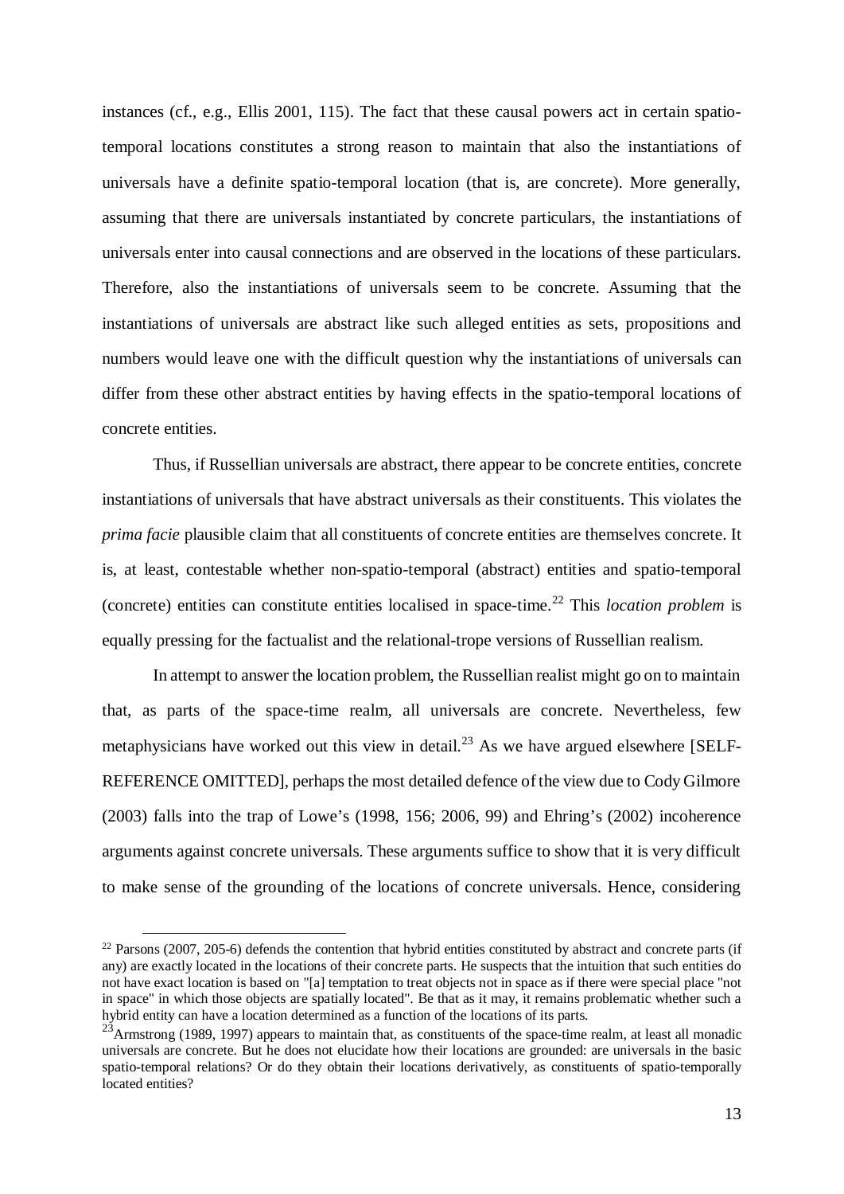instances (cf., e.g., Ellis 2001, 115). The fact that these causal powers act in certain spatio-temporal locations constitutes a strong reason to maintain that also the instantiations of universals have a definite spatio-temporal location (that is, are concrete). More generally, assuming that there are universals instantiated by concrete particulars, the instantiations of universals enter into causal connections and are observed in the locations of these particulars. Therefore, also the instantiations of universals seem to be concrete. Assuming that the instantiations of universals are abstract like such alleged entities as sets, propositions and numbers would leave one with the difficult question why the instantiations of universals can differ from these other abstract entities by having effects in the spatio-temporal locations of concrete entities.

Thus, if Russellian universals are abstract, there appear to be concrete entities, concrete instantiations of universals that have abstract universals as their constituents. This violates the *prima facie* plausible claim that all constituents of concrete entities are themselves concrete. It is, at least, contestable whether non-spatio-temporal (abstract) entities and spatio-temporal (concrete) entities can constitute entities localised in space-time.[22] This *location problem* is equally pressing for the factualist and the relational-trope versions of Russellian realism.

In attempt to answer the location problem, the Russellian realist might go on to maintain that, as parts of the space-time realm, all universals are concrete. Nevertheless, few metaphysicians have worked out this view in detail.[23] As we have argued elsewhere [SELF-REFERENCE OMITTED], perhaps the most detailed defence of the view due to Cody Gilmore (2003) falls into the trap of Lowe's (1998, 156; 2006, 99) and Ehring's (2002) incoherence arguments against concrete universals. These arguments suffice to show that it is very difficult to make sense of the grounding of the locations of concrete universals. Hence, considering

---

[22] Parsons (2007, 205-6) defends the contention that hybrid entities constituted by abstract and concrete parts (if any) are exactly located in the locations of their concrete parts. He suspects that the intuition that such entities do not have exact location is based on "[a] temptation to treat objects not in space as if there were special place "not in space" in which those objects are spatially located". Be that as it may, it remains problematic whether such a hybrid entity can have a location determined as a function of the locations of its parts.

[23] Armstrong (1989, 1997) appears to maintain that, as constituents of the space-time realm, at least all monadic universals are concrete. But he does not elucidate how their locations are grounded: are universals in the basic spatio-temporal relations? Or do they obtain their locations derivatively, as constituents of spatio-temporally located entities?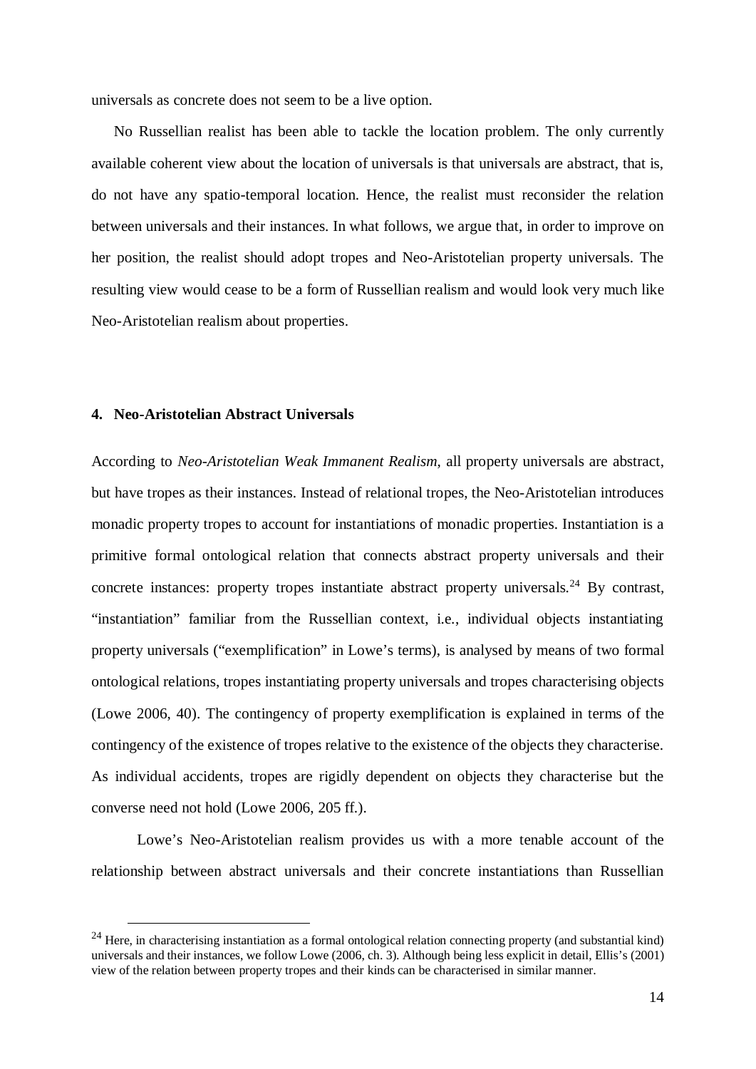universals as concrete does not seem to be a live option.

No Russellian realist has been able to tackle the location problem. The only currently available coherent view about the location of universals is that universals are abstract, that is, do not have any spatio-temporal location. Hence, the realist must reconsider the relation between universals and their instances. In what follows, we argue that, in order to improve on her position, the realist should adopt tropes and Neo-Aristotelian property universals. The resulting view would cease to be a form of Russellian realism and would look very much like Neo-Aristotelian realism about properties.

## 4. Neo-Aristotelian Abstract Universals

According to *Neo-Aristotelian Weak Immanent Realism*, all property universals are abstract, but have tropes as their instances. Instead of relational tropes, the Neo-Aristotelian introduces monadic property tropes to account for instantiations of monadic properties. Instantiation is a primitive formal ontological relation that connects abstract property universals and their concrete instances: property tropes instantiate abstract property universals.[24] By contrast, "instantiation" familiar from the Russellian context, i.e., individual objects instantiating property universals ("exemplification" in Lowe's terms), is analysed by means of two formal ontological relations, tropes instantiating property universals and tropes characterising objects (Lowe 2006, 40). The contingency of property exemplification is explained in terms of the contingency of the existence of tropes relative to the existence of the objects they characterise. As individual accidents, tropes are rigidly dependent on objects they characterise but the converse need not hold (Lowe 2006, 205 ff.).

Lowe's Neo-Aristotelian realism provides us with a more tenable account of the relationship between abstract universals and their concrete instantiations than Russellian

[24] Here, in characterising instantiation as a formal ontological relation connecting property (and substantial kind) universals and their instances, we follow Lowe (2006, ch. 3). Although being less explicit in detail, Ellis's (2001) view of the relation between property tropes and their kinds can be characterised in similar manner.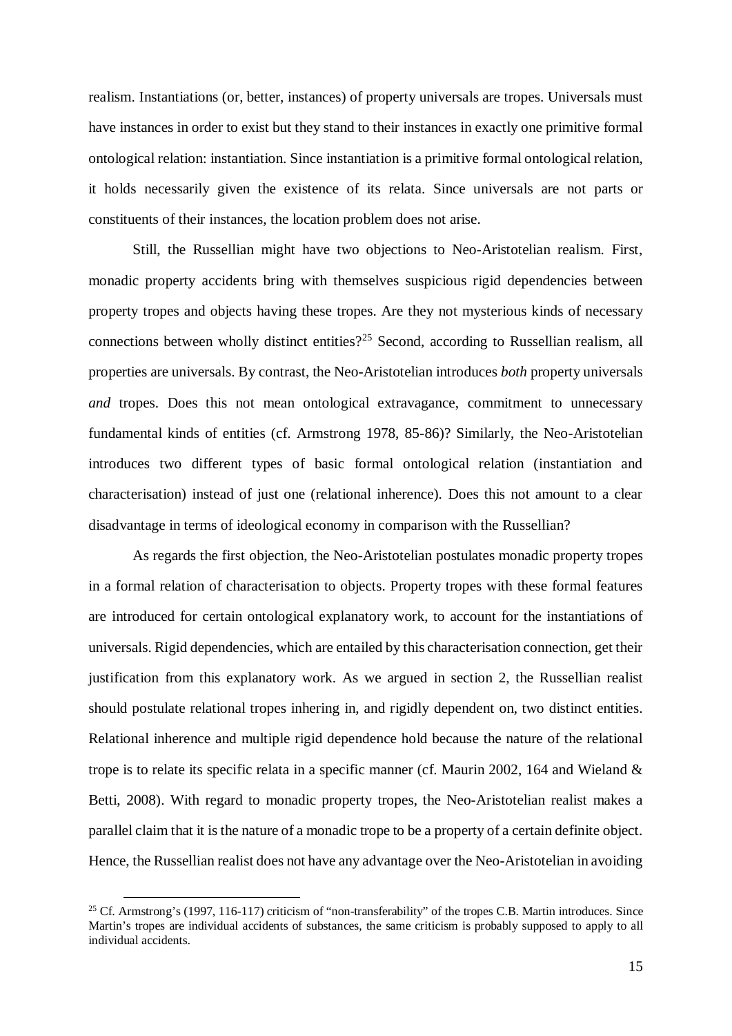realism. Instantiations (or, better, instances) of property universals are tropes. Universals must have instances in order to exist but they stand to their instances in exactly one primitive formal ontological relation: instantiation. Since instantiation is a primitive formal ontological relation, it holds necessarily given the existence of its relata. Since universals are not parts or constituents of their instances, the location problem does not arise.

Still, the Russellian might have two objections to Neo-Aristotelian realism. First, monadic property accidents bring with themselves suspicious rigid dependencies between property tropes and objects having these tropes. Are they not mysterious kinds of necessary connections between wholly distinct entities?[25] Second, according to Russellian realism, all properties are universals. By contrast, the Neo-Aristotelian introduces *both* property universals *and* tropes. Does this not mean ontological extravagance, commitment to unnecessary fundamental kinds of entities (cf. Armstrong 1978, 85-86)? Similarly, the Neo-Aristotelian introduces two different types of basic formal ontological relation (instantiation and characterisation) instead of just one (relational inherence). Does this not amount to a clear disadvantage in terms of ideological economy in comparison with the Russellian?

As regards the first objection, the Neo-Aristotelian postulates monadic property tropes in a formal relation of characterisation to objects. Property tropes with these formal features are introduced for certain ontological explanatory work, to account for the instantiations of universals. Rigid dependencies, which are entailed by this characterisation connection, get their justification from this explanatory work. As we argued in section 2, the Russellian realist should postulate relational tropes inhering in, and rigidly dependent on, two distinct entities. Relational inherence and multiple rigid dependence hold because the nature of the relational trope is to relate its specific relata in a specific manner (cf. Maurin 2002, 164 and Wieland & Betti, 2008). With regard to monadic property tropes, the Neo-Aristotelian realist makes a parallel claim that it is the nature of a monadic trope to be a property of a certain definite object. Hence, the Russellian realist does not have any advantage over the Neo-Aristotelian in avoiding

[25] Cf. Armstrong's (1997, 116-117) criticism of "non-transferability" of the tropes C.B. Martin introduces. Since Martin's tropes are individual accidents of substances, the same criticism is probably supposed to apply to all individual accidents.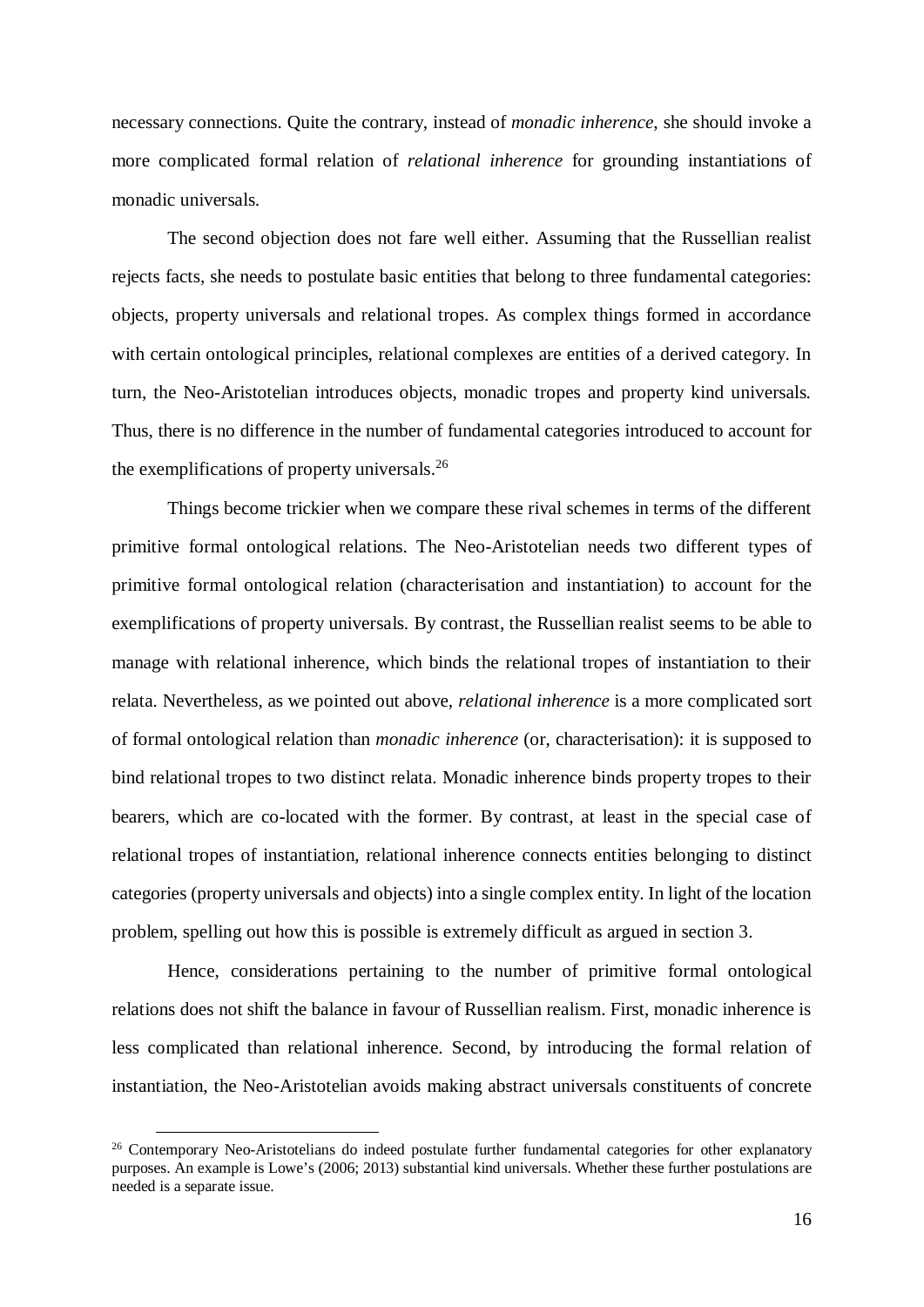necessary connections. Quite the contrary, instead of *monadic inherence*, she should invoke a more complicated formal relation of *relational inherence* for grounding instantiations of monadic universals.

The second objection does not fare well either. Assuming that the Russellian realist rejects facts, she needs to postulate basic entities that belong to three fundamental categories: objects, property universals and relational tropes. As complex things formed in accordance with certain ontological principles, relational complexes are entities of a derived category. In turn, the Neo-Aristotelian introduces objects, monadic tropes and property kind universals. Thus, there is no difference in the number of fundamental categories introduced to account for the exemplifications of property universals.[26]

Things become trickier when we compare these rival schemes in terms of the different primitive formal ontological relations. The Neo-Aristotelian needs two different types of primitive formal ontological relation (characterisation and instantiation) to account for the exemplifications of property universals. By contrast, the Russellian realist seems to be able to manage with relational inherence, which binds the relational tropes of instantiation to their relata. Nevertheless, as we pointed out above, *relational inherence* is a more complicated sort of formal ontological relation than *monadic inherence* (or, characterisation): it is supposed to bind relational tropes to two distinct relata. Monadic inherence binds property tropes to their bearers, which are co-located with the former. By contrast, at least in the special case of relational tropes of instantiation, relational inherence connects entities belonging to distinct categories (property universals and objects) into a single complex entity. In light of the location problem, spelling out how this is possible is extremely difficult as argued in section 3.

Hence, considerations pertaining to the number of primitive formal ontological relations does not shift the balance in favour of Russellian realism. First, monadic inherence is less complicated than relational inherence. Second, by introducing the formal relation of instantiation, the Neo-Aristotelian avoids making abstract universals constituents of concrete

[26] Contemporary Neo-Aristotelians do indeed postulate further fundamental categories for other explanatory purposes. An example is Lowe's (2006; 2013) substantial kind universals. Whether these further postulations are needed is a separate issue.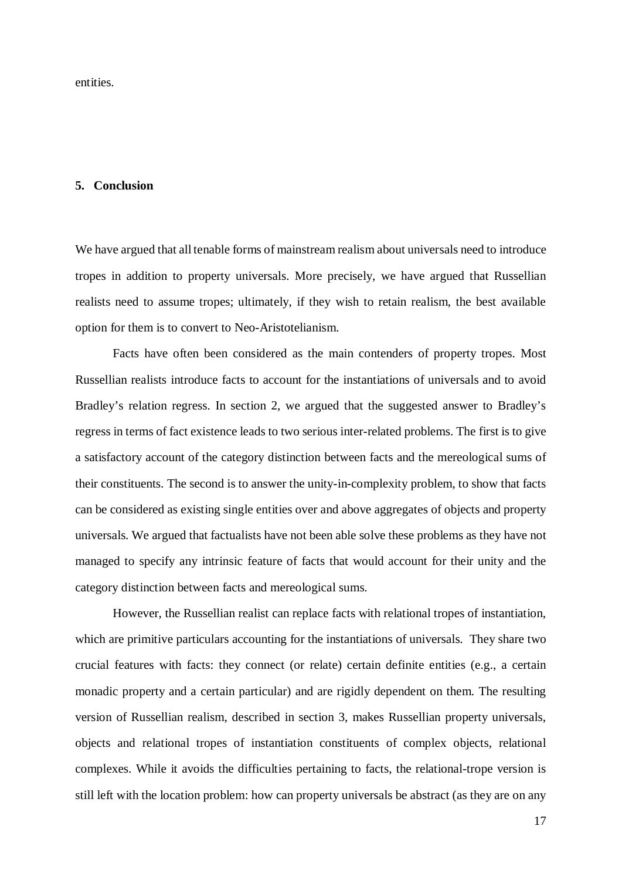entities.

## 5. Conclusion

We have argued that all tenable forms of mainstream realism about universals need to introduce tropes in addition to property universals. More precisely, we have argued that Russellian realists need to assume tropes; ultimately, if they wish to retain realism, the best available option for them is to convert to Neo-Aristotelianism.

Facts have often been considered as the main contenders of property tropes. Most Russellian realists introduce facts to account for the instantiations of universals and to avoid Bradley's relation regress. In section 2, we argued that the suggested answer to Bradley's regress in terms of fact existence leads to two serious inter-related problems. The first is to give a satisfactory account of the category distinction between facts and the mereological sums of their constituents. The second is to answer the unity-in-complexity problem, to show that facts can be considered as existing single entities over and above aggregates of objects and property universals. We argued that factualists have not been able solve these problems as they have not managed to specify any intrinsic feature of facts that would account for their unity and the category distinction between facts and mereological sums.

However, the Russellian realist can replace facts with relational tropes of instantiation, which are primitive particulars accounting for the instantiations of universals. They share two crucial features with facts: they connect (or relate) certain definite entities (e.g., a certain monadic property and a certain particular) and are rigidly dependent on them. The resulting version of Russellian realism, described in section 3, makes Russellian property universals, objects and relational tropes of instantiation constituents of complex objects, relational complexes. While it avoids the difficulties pertaining to facts, the relational-trope version is still left with the location problem: how can property universals be abstract (as they are on any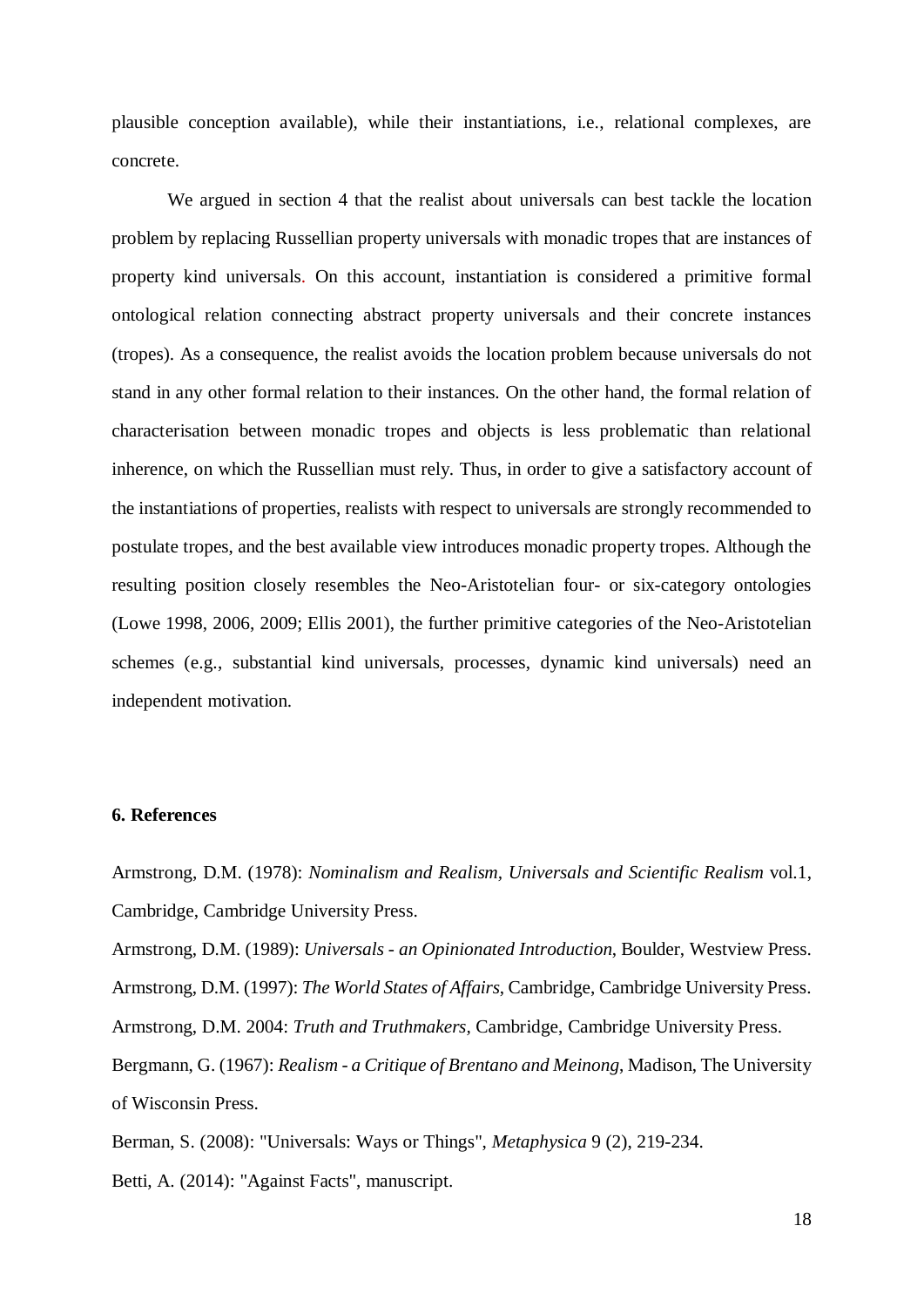plausible conception available), while their instantiations, i.e., relational complexes, are concrete.

We argued in section 4 that the realist about universals can best tackle the location problem by replacing Russellian property universals with monadic tropes that are instances of property kind universals. On this account, instantiation is considered a primitive formal ontological relation connecting abstract property universals and their concrete instances (tropes). As a consequence, the realist avoids the location problem because universals do not stand in any other formal relation to their instances. On the other hand, the formal relation of characterisation between monadic tropes and objects is less problematic than relational inherence, on which the Russellian must rely. Thus, in order to give a satisfactory account of the instantiations of properties, realists with respect to universals are strongly recommended to postulate tropes, and the best available view introduces monadic property tropes. Although the resulting position closely resembles the Neo-Aristotelian four- or six-category ontologies (Lowe 1998, 2006, 2009; Ellis 2001), the further primitive categories of the Neo-Aristotelian schemes (e.g., substantial kind universals, processes, dynamic kind universals) need an independent motivation.

## 6. References

Armstrong, D.M. (1978): *Nominalism and Realism, Universals and Scientific Realism* vol.1, Cambridge, Cambridge University Press.

Armstrong, D.M. (1989): *Universals - an Opinionated Introduction*, Boulder, Westview Press.

Armstrong, D.M. (1997): *The World States of Affairs*, Cambridge, Cambridge University Press.

Armstrong, D.M. 2004: *Truth and Truthmakers*, Cambridge, Cambridge University Press.

Bergmann, G. (1967): *Realism - a Critique of Brentano and Meinong*, Madison, The University of Wisconsin Press.

Berman, S. (2008): "Universals: Ways or Things", *Metaphysica* 9 (2), 219-234.

Betti, A. (2014): "Against Facts", manuscript.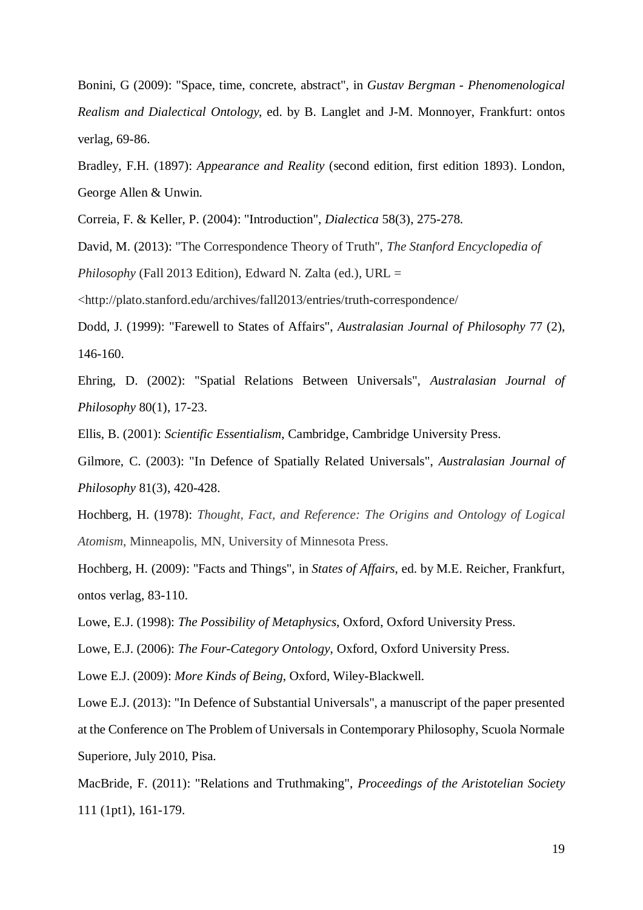Bonini, G (2009): "Space, time, concrete, abstract", in *Gustav Bergman - Phenomenological Realism and Dialectical Ontology*, ed. by B. Langlet and J-M. Monnoyer, Frankfurt: ontos verlag, 69-86.

Bradley, F.H. (1897): *Appearance and Reality* (second edition, first edition 1893). London, George Allen & Unwin.

Correia, F. & Keller, P. (2004): "Introduction", *Dialectica* 58(3), 275-278.

David, M. (2013): "The Correspondence Theory of Truth", *The Stanford Encyclopedia of Philosophy* (Fall 2013 Edition), Edward N. Zalta (ed.), URL = <http://plato.stanford.edu/archives/fall2013/entries/truth-correspondence/

Dodd, J. (1999): "Farewell to States of Affairs", *Australasian Journal of Philosophy* 77 (2), 146-160.

Ehring, D. (2002): "Spatial Relations Between Universals", *Australasian Journal of Philosophy* 80(1), 17-23.

Ellis, B. (2001): *Scientific Essentialism*, Cambridge, Cambridge University Press.

Gilmore, C. (2003): "In Defence of Spatially Related Universals", *Australasian Journal of Philosophy* 81(3), 420-428.

Hochberg, H. (1978): *Thought, Fact, and Reference: The Origins and Ontology of Logical Atomism*, Minneapolis, MN, University of Minnesota Press.

Hochberg, H. (2009): "Facts and Things", in *States of Affairs*, ed. by M.E. Reicher, Frankfurt, ontos verlag, 83-110.

Lowe, E.J. (1998): *The Possibility of Metaphysics*, Oxford, Oxford University Press.

Lowe, E.J. (2006): *The Four-Category Ontology*, Oxford, Oxford University Press.

Lowe E.J. (2009): *More Kinds of Being*, Oxford, Wiley-Blackwell.

Lowe E.J. (2013): "In Defence of Substantial Universals", a manuscript of the paper presented at the Conference on The Problem of Universals in Contemporary Philosophy, Scuola Normale Superiore, July 2010, Pisa.

MacBride, F. (2011): "Relations and Truthmaking", *Proceedings of the Aristotelian Society* 111 (1pt1), 161-179.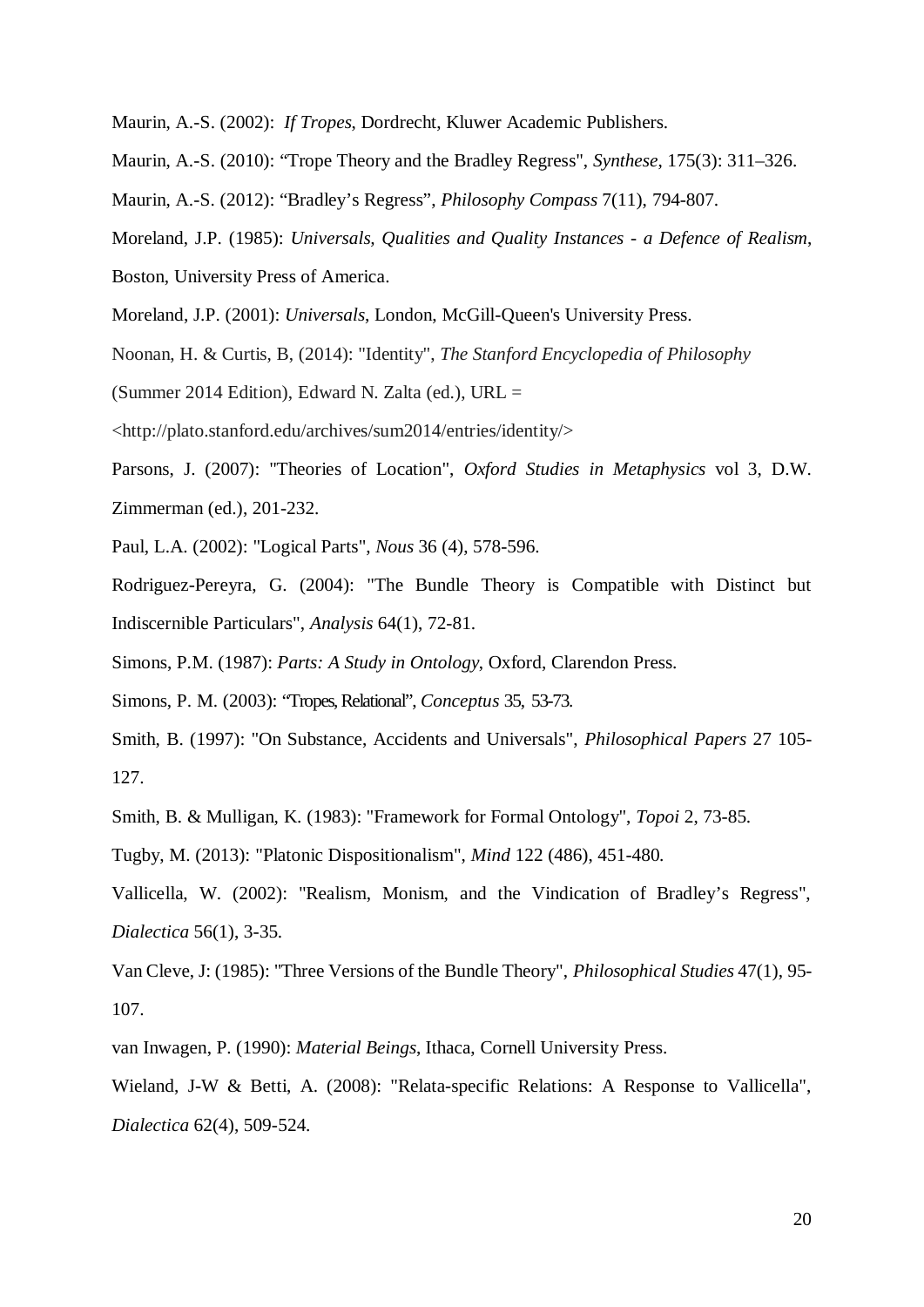Maurin, A.-S. (2002): *If Tropes*, Dordrecht, Kluwer Academic Publishers.

Maurin, A.-S. (2010): "Trope Theory and the Bradley Regress", *Synthese*, 175(3): 311–326.

Maurin, A.-S. (2012): "Bradley's Regress", *Philosophy Compass* 7(11), 794-807.

Moreland, J.P. (1985): *Universals, Qualities and Quality Instances - a Defence of Realism*, Boston, University Press of America.

Moreland, J.P. (2001): *Universals*, London, McGill-Queen's University Press.

Noonan, H. & Curtis, B, (2014): "Identity", *The Stanford Encyclopedia of Philosophy* (Summer 2014 Edition), Edward N. Zalta (ed.), URL = <http://plato.stanford.edu/archives/sum2014/entries/identity/>

Parsons, J. (2007): "Theories of Location", *Oxford Studies in Metaphysics* vol 3, D.W. Zimmerman (ed.), 201-232.

Paul, L.A. (2002): "Logical Parts", *Nous* 36 (4), 578-596.

Rodriguez-Pereyra, G. (2004): "The Bundle Theory is Compatible with Distinct but Indiscernible Particulars", *Analysis* 64(1), 72-81.

Simons, P.M. (1987): *Parts: A Study in Ontology*, Oxford, Clarendon Press.

Simons, P. M. (2003): "Tropes, Relational", *Conceptus* 35, 53-73.

Smith, B. (1997): "On Substance, Accidents and Universals", *Philosophical Papers* 27 105-127.

Smith, B. & Mulligan, K. (1983): "Framework for Formal Ontology", *Topoi* 2, 73-85.

Tugby, M. (2013): "Platonic Dispositionalism", *Mind* 122 (486), 451-480.

Vallicella, W. (2002): "Realism, Monism, and the Vindication of Bradley's Regress", *Dialectica* 56(1), 3-35.

Van Cleve, J: (1985): "Three Versions of the Bundle Theory", *Philosophical Studies* 47(1), 95-107.

van Inwagen, P. (1990): *Material Beings*, Ithaca, Cornell University Press.

Wieland, J-W & Betti, A. (2008): "Relata-specific Relations: A Response to Vallicella", *Dialectica* 62(4), 509-524.